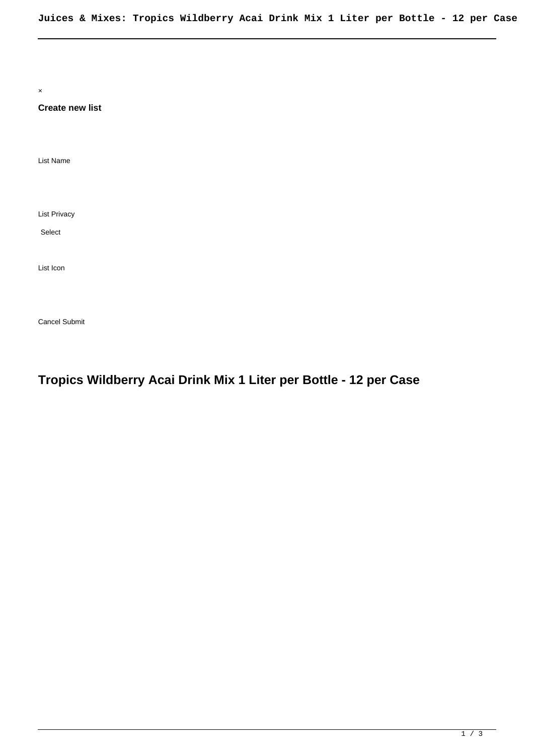×

**Create new list**

List Name

List Privacy

Select

List Icon

Cancel Submit

# Tropics Wildberry Acai Drink Mix 1 Liter per Bottle - 12 per Case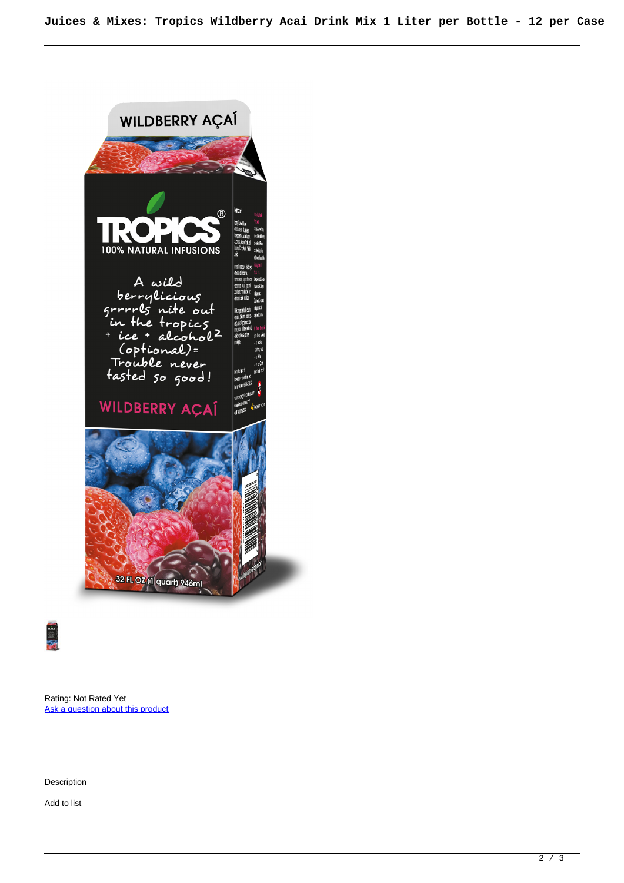Rating: Not Rated Yet
[Ask a question about this product]

Description

Add to list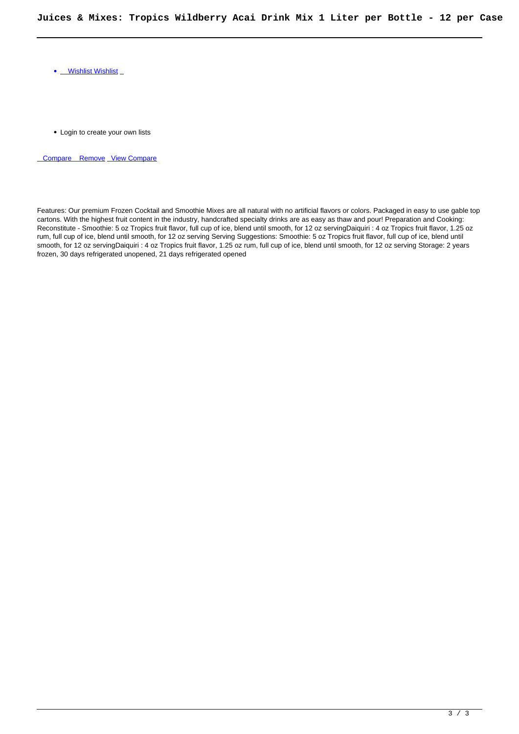- Wishlist Wishlist

- Login to create your own lists

Compare Remove View Compare

Features: Our premium Frozen Cocktail and Smoothie Mixes are all natural with no artificial flavors or colors. Packaged in easy to use gable top cartons. With the highest fruit content in the industry, handcrafted specialty drinks are as easy as thaw and pour! Preparation and Cooking: Reconstitute - Smoothie: 5 oz Tropics fruit flavor, full cup of ice, blend until smooth, for 12 oz servingDaiquiri : 4 oz Tropics fruit flavor, 1.25 oz rum, full cup of ice, blend until smooth, for 12 oz serving Serving Suggestions: Smoothie: 5 oz Tropics fruit flavor, full cup of ice, blend until smooth, for 12 oz servingDaiquiri : 4 oz Tropics fruit flavor, 1.25 oz rum, full cup of ice, blend until smooth, for 12 oz serving Storage: 2 years frozen, 30 days refrigerated unopened, 21 days refrigerated opened